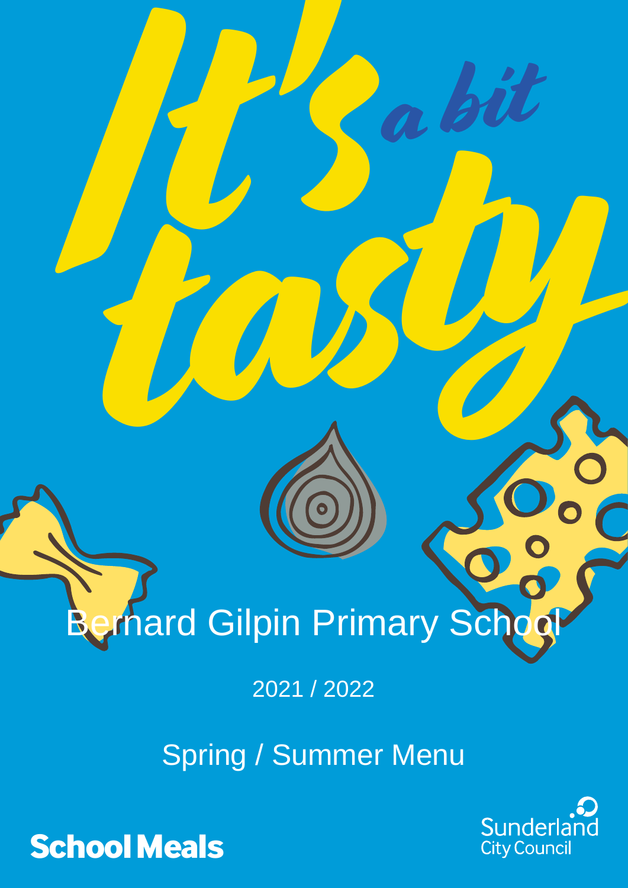# It's a bit tasty

## Bernard Gilpin Primary School

2021 / 2022

Spring / Summer Menu

**School Meals**

Sunderland City Council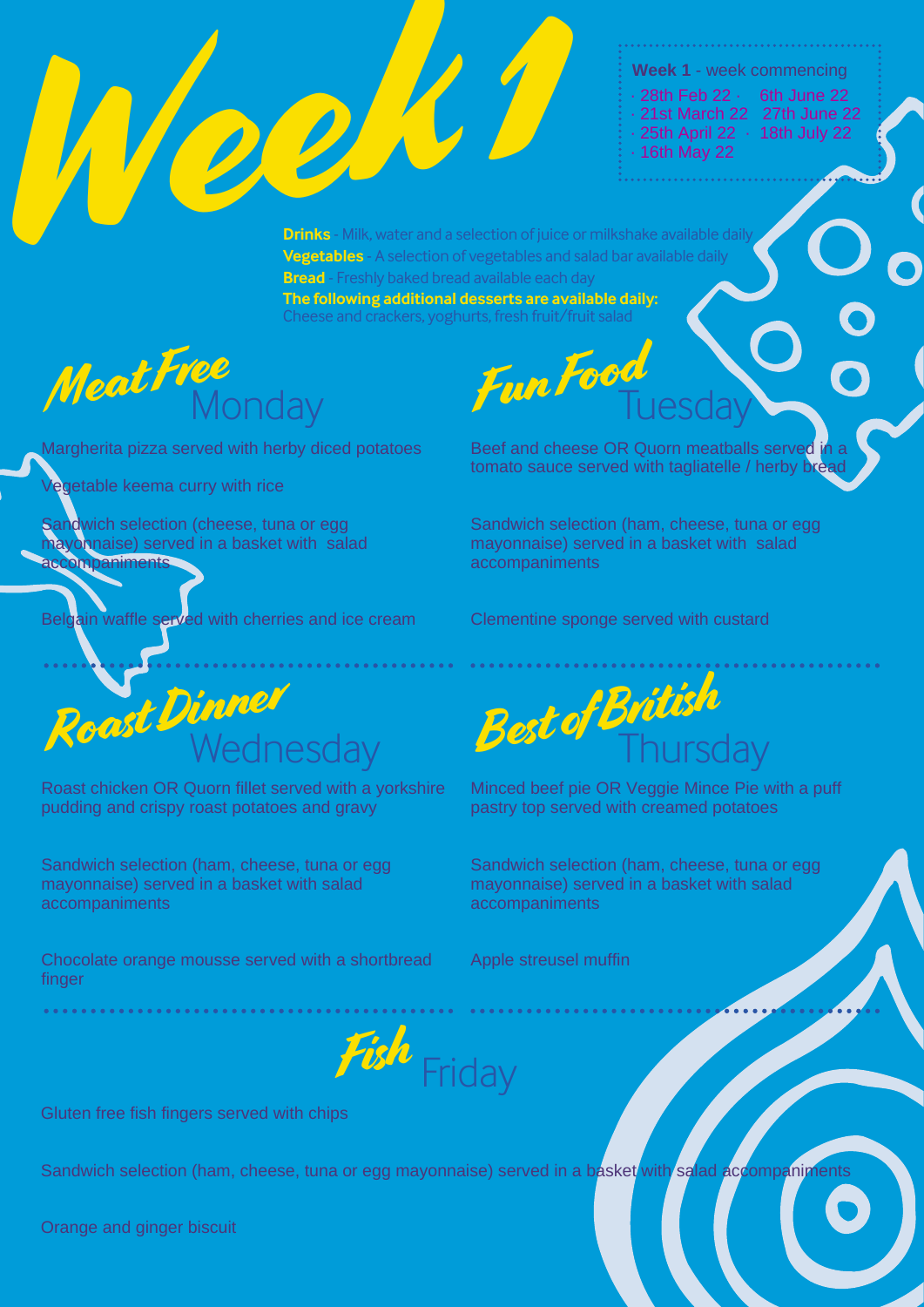# Week 1

**Week 1** - week commencing

- 28th Feb 22
- 21st March 22
- 25th April 22
- 16th May 22
- 6th June 22
- 27th June 22
- 18th July 22

**Drinks** - Milk, water and a selection of juice or milkshake available daily
**Vegetables** - A selection of vegetables and salad bar available daily
**Bread** - Freshly baked bread available each day
**The following additional desserts are available daily:**
Cheese and crackers, yoghurts, fresh fruit/fruit salad

## Meat Free Monday

Margherita pizza served with herby diced potatoes

Vegetable keema curry with rice

Sandwich selection (cheese, tuna or egg mayonnaise) served in a basket with salad accompaniments

Belgain waffle served with cherries and ice cream

## Fun Food Tuesday

Beef and cheese OR Quorn meatballs served in a tomato sauce served with tagliatelle / herby bread

Sandwich selection (ham, cheese, tuna or egg mayonnaise) served in a basket with salad accompaniments

Clementine sponge served with custard

## Roast Dinner Wednesday

Roast chicken OR Quorn fillet served with a yorkshire pudding and crispy roast potatoes and gravy

Sandwich selection (ham, cheese, tuna or egg mayonnaise) served in a basket with salad accompaniments

Chocolate orange mousse served with a shortbread finger

## Best of British Thursday

Minced beef pie OR Veggie Mince Pie with a puff pastry top served with creamed potatoes

Sandwich selection (ham, cheese, tuna or egg mayonnaise) served in a basket with salad accompaniments

Apple streusel muffin

## Fish Friday

Gluten free fish fingers served with chips

Sandwich selection (ham, cheese, tuna or egg mayonnaise) served in a basket with salad accompaniments

Orange and ginger biscuit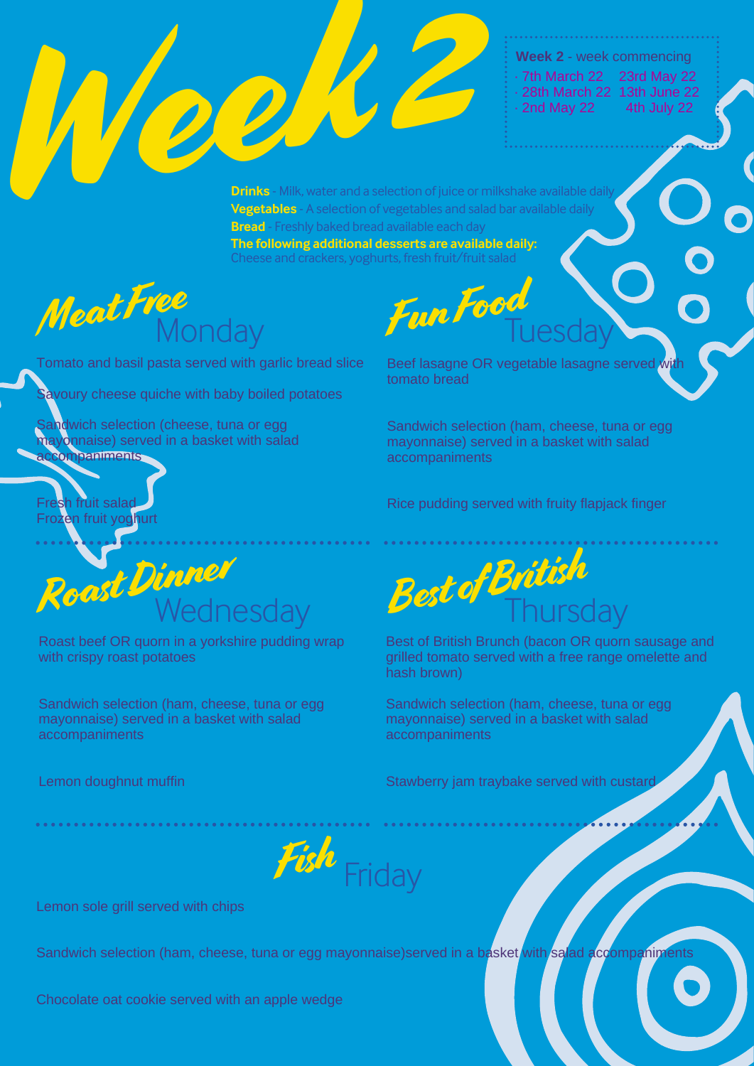# Week 2

**Week 2** - week commencing

- 7th March 22
- 28th March 22
- 2nd May 22
- 23rd May 22
- 13th June 22
- 4th July 22

**Drinks** - Milk, water and a selection of juice or milkshake available daily

**Vegetables** - A selection of vegetables and salad bar available daily

**Bread** - Freshly baked bread available each day

**The following additional desserts are available daily:**
Cheese and crackers, yoghurts, fresh fruit/fruit salad

## Meat Free Monday

Tomato and basil pasta served with garlic bread slice

Savoury cheese quiche with baby boiled potatoes

Sandwich selection (cheese, tuna or egg mayonnaise) served in a basket with salad accompaniments

Fresh fruit salad
Frozen fruit yoghurt

## Fun Food Tuesday

Beef lasagne OR vegetable lasagne served with tomato bread

Sandwich selection (ham, cheese, tuna or egg mayonnaise) served in a basket with salad accompaniments

Rice pudding served with fruity flapjack finger

## Roast Dinner Wednesday

Roast beef OR quorn in a yorkshire pudding wrap with crispy roast potatoes

Sandwich selection (ham, cheese, tuna or egg mayonnaise) served in a basket with salad accompaniments

Lemon doughnut muffin

## Best of British Thursday

Best of British Brunch (bacon OR quorn sausage and grilled tomato served with a free range omelette and hash brown)

Sandwich selection (ham, cheese, tuna or egg mayonnaise) served in a basket with salad accompaniments

Stawberry jam traybake served with custard

## Fish Friday

Lemon sole grill served with chips

Sandwich selection (ham, cheese, tuna or egg mayonnaise)served in a basket with salad accompaniments

Chocolate oat cookie served with an apple wedge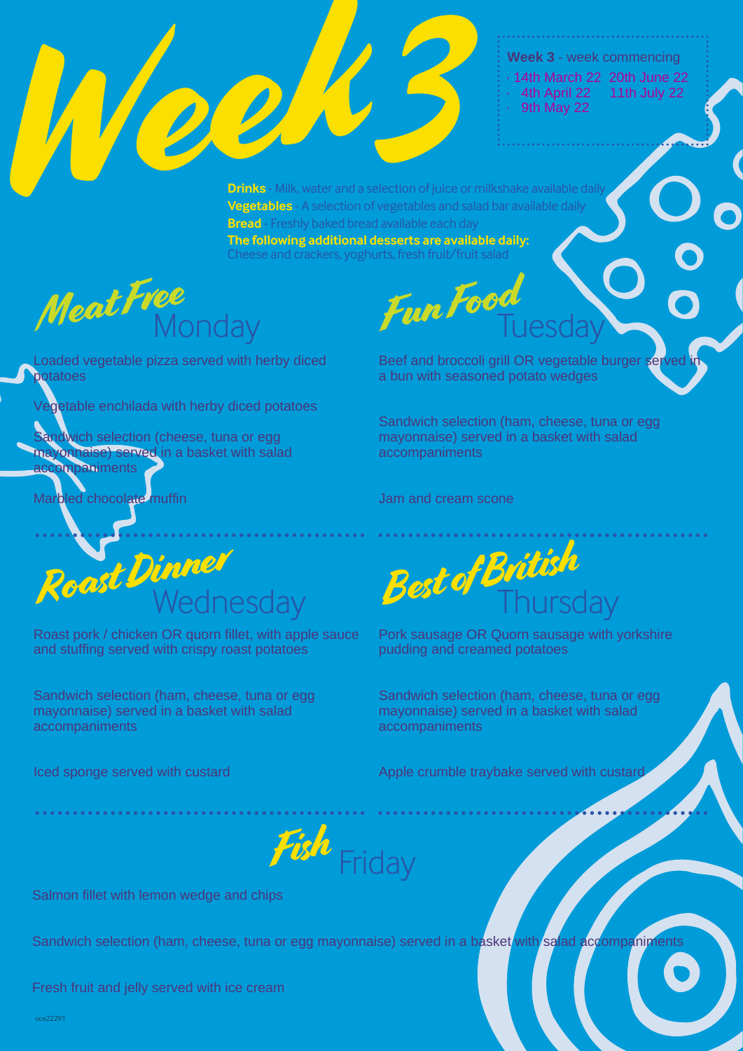# Week 3

**Week 3** - week commencing

- 14th March 22
- 4th April 22
- 9th May 22
- 20th June 22
- 11th July 22

**Drinks** - Milk, water and a selection of juice or milkshake available daily
**Vegetables** - A selection of vegetables and salad bar available daily
**Bread** - Freshly baked bread available each day
**The following additional desserts are available daily:**
Cheese and crackers, yoghurts, fresh fruit/fruit salad

## Meat Free Monday

Loaded vegetable pizza served with herby diced potatoes

Vegetable enchilada with herby diced potatoes

Sandwich selection (cheese, tuna or egg mayonnaise) served in a basket with salad accompaniments

Marbled chocolate muffin

## Fun Food Tuesday

Beef and broccoli grill OR vegetable burger served in a bun with seasoned potato wedges

Sandwich selection (ham, cheese, tuna or egg mayonnaise) served in a basket with salad accompaniments

Jam and cream scone

## Roast Dinner Wednesday

Roast pork / chicken OR quorn fillet, with apple sauce and stuffing served with crispy roast potatoes

Sandwich selection (ham, cheese, tuna or egg mayonnaise) served in a basket with salad accompaniments

Iced sponge served with custard

## Best of British Thursday

Pork sausage OR Quorn sausage with yorkshire pudding and creamed potatoes

Sandwich selection (ham, cheese, tuna or egg mayonnaise) served in a basket with salad accompaniments

Apple crumble traybake served with custard

## Fish Friday

Salmon fillet with lemon wedge and chips

Sandwich selection (ham, cheese, tuna or egg mayonnaise) served in a basket with salad accompaniments

Fresh fruit and jelly served with ice cream

oce22291